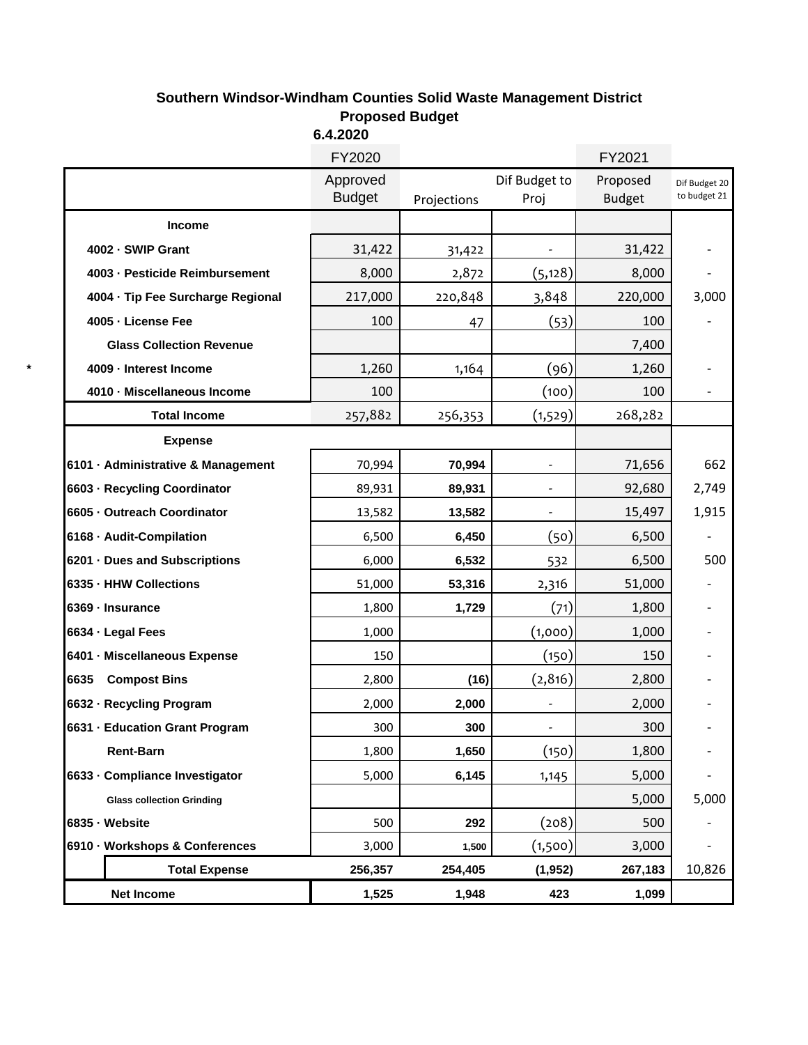# Southern Windsor-Windham Counties Solid Waste Management District

## Proposed Budget

**6.4.2020**

| | FY2020 | | | FY2021 | |
|---|---|---|---|---|---|
| | Approved Budget | Projections | Dif Budget to Proj | Proposed Budget | Dif Budget 20 to budget 21 |
| **Income** | | | | | |
| **4002 · SWIP Grant** | 31,422 | 31,422 | - | 31,422 | - |
| **4003 · Pesticide Reimbursement** | 8,000 | 2,872 | (5,128) | 8,000 | - |
| **4004 · Tip Fee Surcharge Regional** | 217,000 | 220,848 | 3,848 | 220,000 | 3,000 |
| **4005 · License Fee** | 100 | 47 | (53) | 100 | - |
| **Glass Collection Revenue** | | | | 7,400 | |
| * **4009 · Interest Income** | 1,260 | 1,164 | (96) | 1,260 | - |
| **4010 · Miscellaneous Income** | 100 | | (100) | 100 | - |
| **Total Income** | 257,882 | 256,353 | (1,529) | 268,282 | |
| **Expense** | | | | | |
| **6101 · Administrative & Management** | 70,994 | **70,994** | - | 71,656 | 662 |
| **6603 · Recycling Coordinator** | 89,931 | **89,931** | - | 92,680 | 2,749 |
| **6605 · Outreach Coordinator** | 13,582 | **13,582** | - | 15,497 | 1,915 |
| **6168 · Audit-Compilation** | 6,500 | **6,450** | (50) | 6,500 | - |
| **6201 · Dues and Subscriptions** | 6,000 | **6,532** | 532 | 6,500 | 500 |
| **6335 · HHW Collections** | 51,000 | **53,316** | 2,316 | 51,000 | - |
| **6369 · Insurance** | 1,800 | **1,729** | (71) | 1,800 | - |
| **6634 · Legal Fees** | 1,000 | | (1,000) | 1,000 | - |
| **6401 · Miscellaneous Expense** | 150 | | (150) | 150 | - |
| **6635 Compost Bins** | 2,800 | **(16)** | (2,816) | 2,800 | - |
| **6632 · Recycling Program** | 2,000 | **2,000** | - | 2,000 | - |
| **6631 · Education Grant Program** | 300 | **300** | - | 300 | - |
| **Rent-Barn** | 1,800 | **1,650** | (150) | 1,800 | - |
| **6633 · Compliance Investigator** | 5,000 | **6,145** | 1,145 | 5,000 | - |
| **Glass collection Grinding** | | | | 5,000 | 5,000 |
| **6835 · Website** | 500 | **292** | (208) | 500 | - |
| **6910 · Workshops & Conferences** | 3,000 | **1,500** | (1,500) | 3,000 | - |
| **Total Expense** | **256,357** | **254,405** | **(1,952)** | **267,183** | 10,826 |
| **Net Income** | **1,525** | **1,948** | **423** | **1,099** | |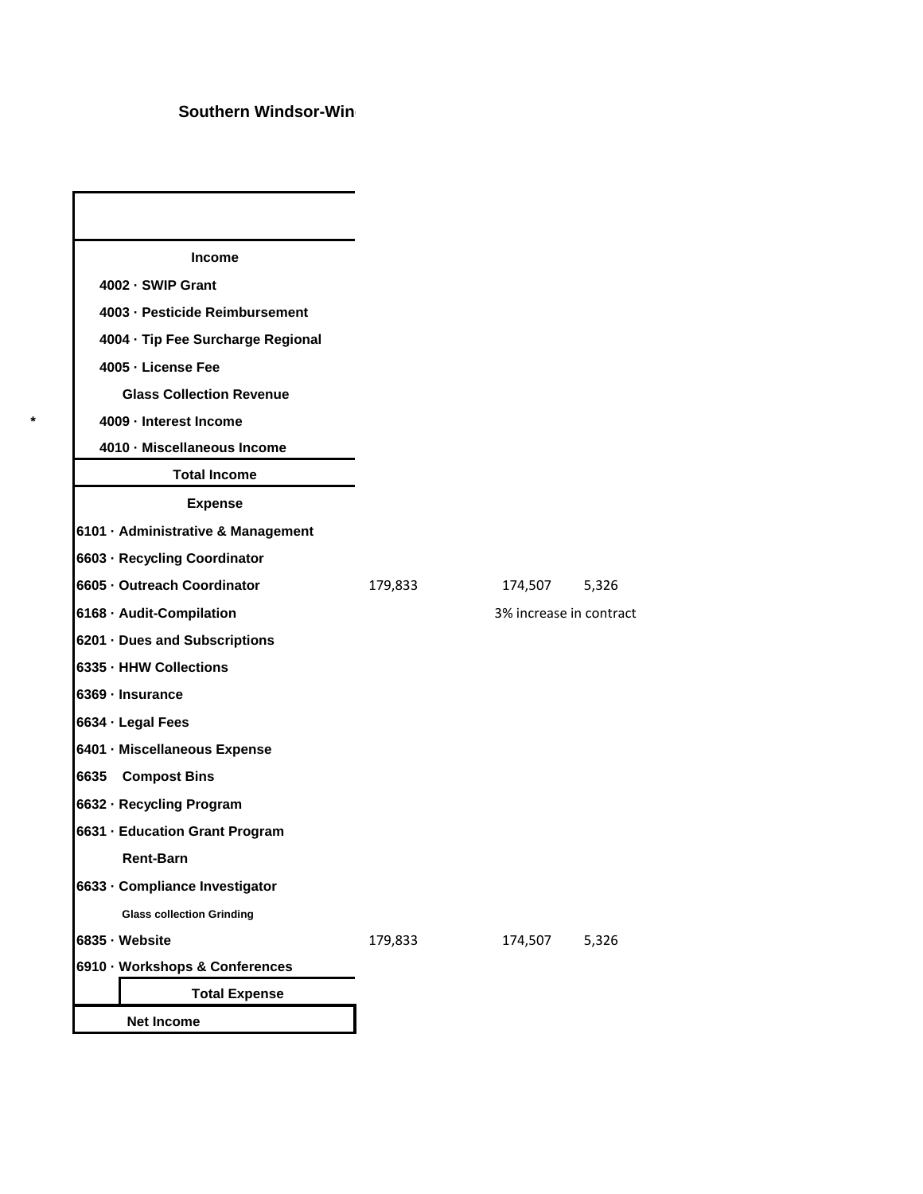**Southern Windsor-Win**

| | | | | |
|---|---|---|---|---|
| | **Income** | | | |
| | **4002 · SWIP Grant** | | | |
| | **4003 · Pesticide Reimbursement** | | | |
| | **4004 · Tip Fee Surcharge Regional** | | | |
| | **4005 · License Fee** | | | |
| | **Glass Collection Revenue** | | | |
| * | **4009 · Interest Income** | | | |
| | **4010 · Miscellaneous Income** | | | |
| | **Total Income** | | | |
| | **Expense** | | | |
| | **6101 · Administrative & Management** | | | |
| | **6603 · Recycling Coordinator** | | | |
| | **6605 · Outreach Coordinator** | 179,833 | 174,507 | 5,326 |
| | **6168 · Audit-Compilation** | | 3% increase in contract | |
| | **6201 · Dues and Subscriptions** | | | |
| | **6335 · HHW Collections** | | | |
| | **6369 · Insurance** | | | |
| | **6634 · Legal Fees** | | | |
| | **6401 · Miscellaneous Expense** | | | |
| | **6635 Compost Bins** | | | |
| | **6632 · Recycling Program** | | | |
| | **6631 · Education Grant Program** | | | |
| | **Rent-Barn** | | | |
| | **6633 · Compliance Investigator** | | | |
| | **Glass collection Grinding** | | | |
| | **6835 · Website** | 179,833 | 174,507 | 5,326 |
| | **6910 · Workshops & Conferences** | | | |
| | **Total Expense** | | | |
| | **Net Income** | | | |